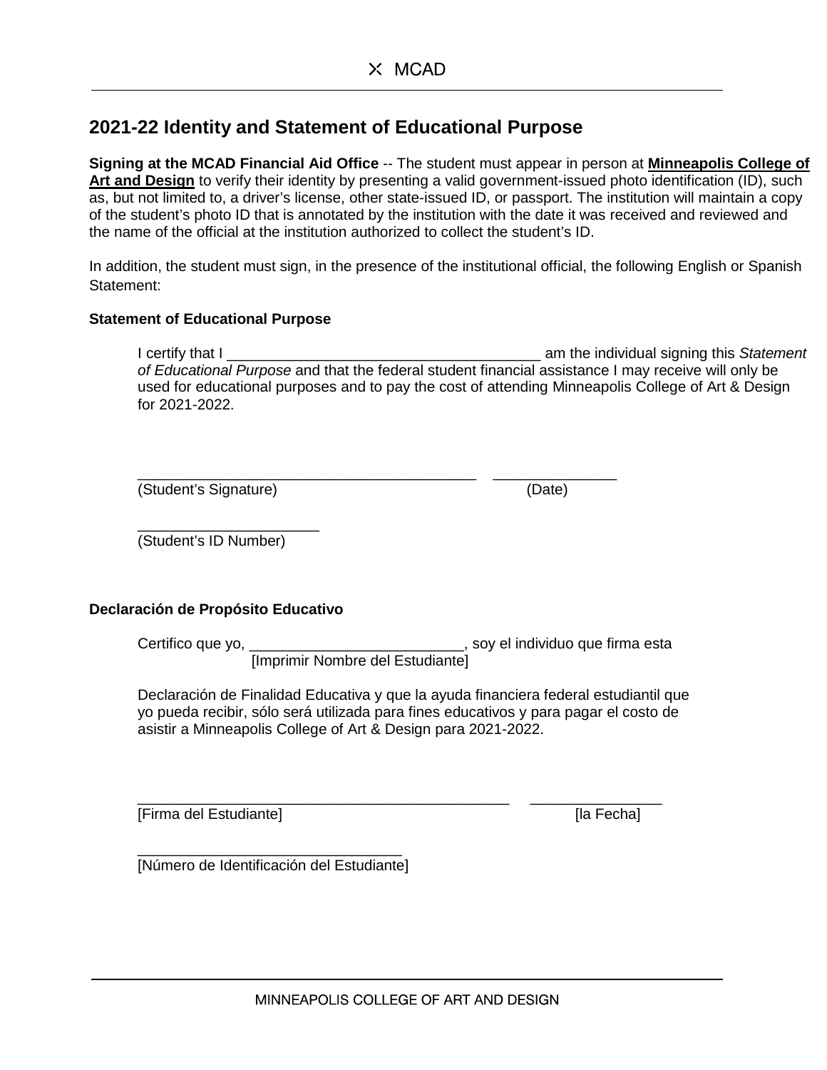# 2021-22 Identity and Statement of Educational Purpose

**Signing at the MCAD Financial Aid Office** -- The student must appear in person at **Minneapolis College of Art and Design** to verify their identity by presenting a valid government-issued photo identification (ID), such as, but not limited to, a driver's license, other state-issued ID, or passport. The institution will maintain a copy of the student's photo ID that is annotated by the institution with the date it was received and reviewed and the name of the official at the institution authorized to collect the student's ID.

In addition, the student must sign, in the presence of the institutional official, the following English or Spanish Statement:

**Statement of Educational Purpose**

I certify that I _______________________________________ am the individual signing this *Statement of Educational Purpose* and that the federal student financial assistance I may receive will only be used for educational purposes and to pay the cost of attending Minneapolis College of Art & Design for 2021-2022.

___________________________________________ _______________
(Student's Signature) (Date)

_______________________
(Student's ID Number)

**Declaración de Propósito Educativo**

Certifico que yo, __________________________, soy el individuo que firma esta
[Imprimir Nombre del Estudiante]

Declaración de Finalidad Educativa y que la ayuda financiera federal estudiantil que yo pueda recibir, sólo será utilizada para fines educativos y para pagar el costo de asistir a Minneapolis College of Art & Design para 2021-2022.

_______________________________________________ ________________
[Firma del Estudiante] [la Fecha]

_________________________________
[Número de Identificación del Estudiante]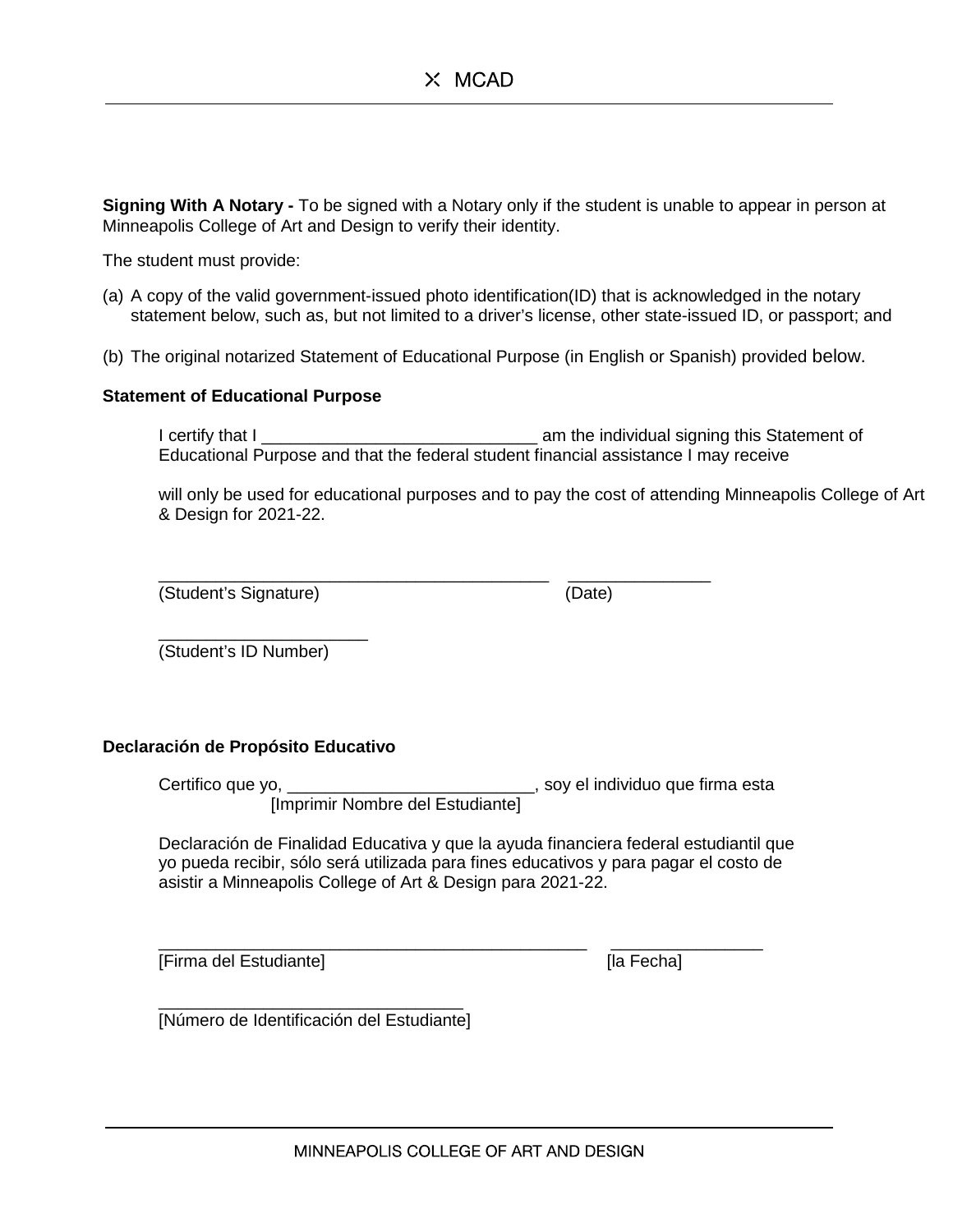**Signing With A Notary -** To be signed with a Notary only if the student is unable to appear in person at Minneapolis College of Art and Design to verify their identity.

The student must provide:

(a) A copy of the valid government-issued photo identification(ID) that is acknowledged in the notary statement below, such as, but not limited to a driver's license, other state-issued ID, or passport; and

(b) The original notarized Statement of Educational Purpose (in English or Spanish) provided below.

**Statement of Educational Purpose**

I certify that I _____________________________ am the individual signing this Statement of Educational Purpose and that the federal student financial assistance I may receive

will only be used for educational purposes and to pay the cost of attending Minneapolis College of Art & Design for 2021-22.

_________________________________________ _______________
(Student's Signature) (Date)

______________________
(Student's ID Number)

**Declaración de Propósito Educativo**

Certifico que yo, __________________________, soy el individuo que firma esta
[Imprimir Nombre del Estudiante]

Declaración de Finalidad Educativa y que la ayuda financiera federal estudiantil que yo pueda recibir, sólo será utilizada para fines educativos y para pagar el costo de asistir a Minneapolis College of Art & Design para 2021-22.

_____________________________________________ ________________
[Firma del Estudiante] [la Fecha]

________________________________
[Número de Identificación del Estudiante]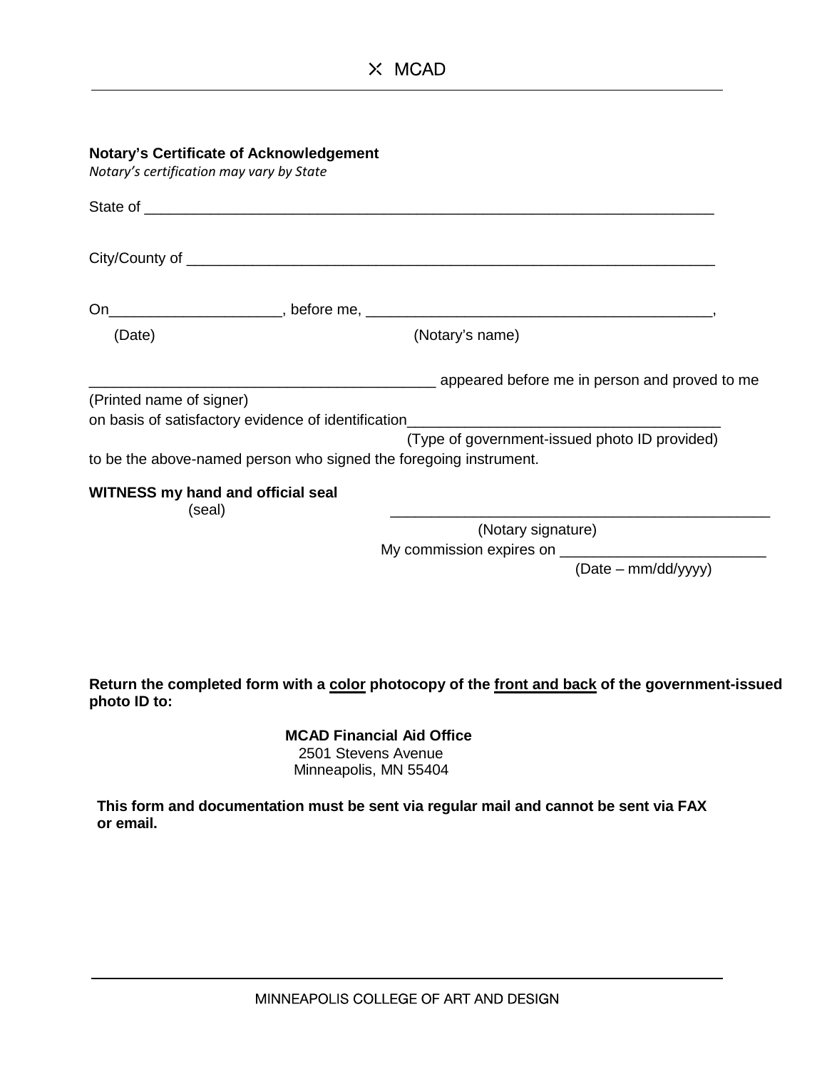**Notary's Certificate of Acknowledgement**
*Notary's certification may vary by State*

State of ______________________________________________________________________

City/County of _________________________________________________________________

On____________________, before me, __________________________________________,
(Date) (Notary's name)

_________________________________________ appeared before me in person and proved to me
(Printed name of signer)
on basis of satisfactory evidence of identification_____________________________________
(Type of government-issued photo ID provided)
to be the above-named person who signed the foregoing instrument.

**WITNESS my hand and official seal**
(seal) ______________________________________________
(Notary signature)
My commission expires on ________________________
(Date – mm/dd/yyyy)

**Return the completed form with a color photocopy of the front and back of the government-issued photo ID to:**

**MCAD Financial Aid Office**
2501 Stevens Avenue
Minneapolis, MN 55404

**This form and documentation must be sent via regular mail and cannot be sent via FAX or email.**